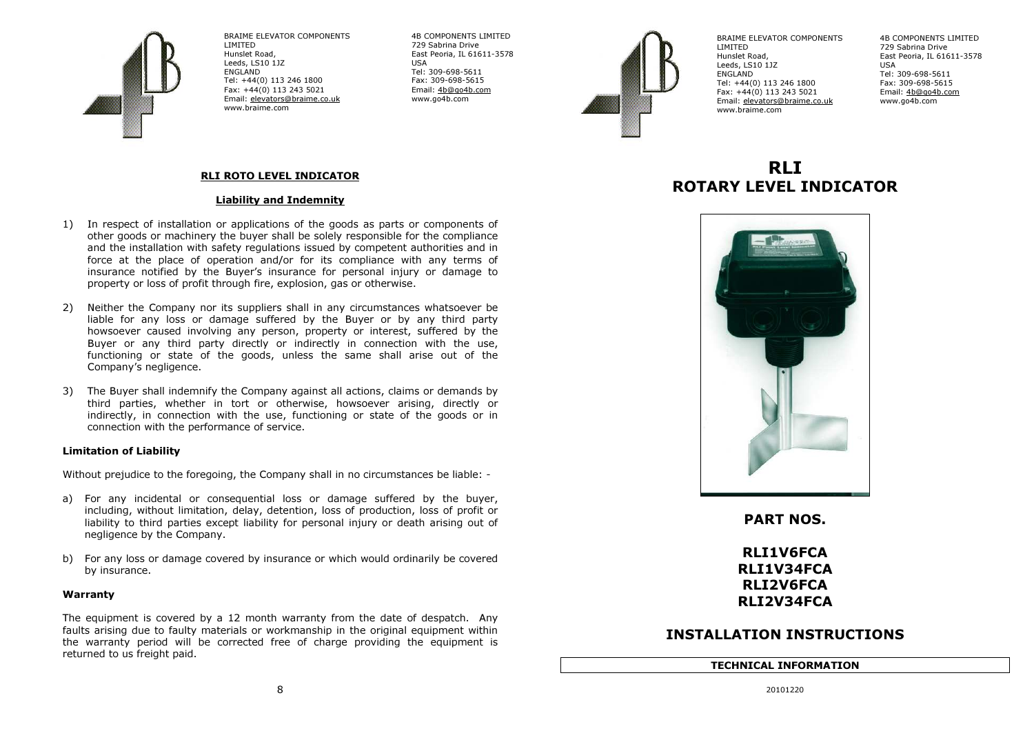BRAIME ELEVATOR COMPONENTS LIMITED
Hunslet Road,
Leeds, LS10 1JZ
ENGLAND
Tel: +44(0) 113 246 1800
Fax: +44(0) 113 243 5021
Email: elevators@braime.co.uk
www.braime.com

4B COMPONENTS LIMITED
729 Sabrina Drive
East Peoria, IL 61611-3578
USA
Tel: 309-698-5611
Fax: 309-698-5615
Email: 4b@go4b.com
www.go4b.com

## RLI ROTO LEVEL INDICATOR

### Liability and Indemnity

1) In respect of installation or applications of the goods as parts or components of other goods or machinery the buyer shall be solely responsible for the compliance and the installation with safety regulations issued by competent authorities and in force at the place of operation and/or for its compliance with any terms of insurance notified by the Buyer's insurance for personal injury or damage to property or loss of profit through fire, explosion, gas or otherwise.

2) Neither the Company nor its suppliers shall in any circumstances whatsoever be liable for any loss or damage suffered by the Buyer or by any third party howsoever caused involving any person, property or interest, suffered by the Buyer or any third party directly or indirectly in connection with the use, functioning or state of the goods, unless the same shall arise out of the Company's negligence.

3) The Buyer shall indemnify the Company against all actions, claims or demands by third parties, whether in tort or otherwise, howsoever arising, directly or indirectly, in connection with the use, functioning or state of the goods or in connection with the performance of service.

**Limitation of Liability**

Without prejudice to the foregoing, the Company shall in no circumstances be liable: -

a) For any incidental or consequential loss or damage suffered by the buyer, including, without limitation, delay, detention, loss of production, loss of profit or liability to third parties except liability for personal injury or death arising out of negligence by the Company.

b) For any loss or damage covered by insurance or which would ordinarily be covered by insurance.

**Warranty**

The equipment is covered by a 12 month warranty from the date of despatch. Any faults arising due to faulty materials or workmanship in the original equipment within the warranty period will be corrected free of charge providing the equipment is returned to us freight paid.

BRAIME ELEVATOR COMPONENTS LIMITED
Hunslet Road,
Leeds, LS10 1JZ
ENGLAND
Tel: +44(0) 113 246 1800
Fax: +44(0) 113 243 5021
Email: elevators@braime.co.uk
www.braime.com

4B COMPONENTS LIMITED
729 Sabrina Drive
East Peoria, IL 61611-3578
USA
Tel: 309-698-5611
Fax: 309-698-5615
Email: 4b@go4b.com
www.go4b.com

# RLI
# ROTARY LEVEL INDICATOR

## PART NOS.

**RLI1V6FCA**
**RLI1V34FCA**
**RLI2V6FCA**
**RLI2V34FCA**

## INSTALLATION INSTRUCTIONS

**TECHNICAL INFORMATION**

20101220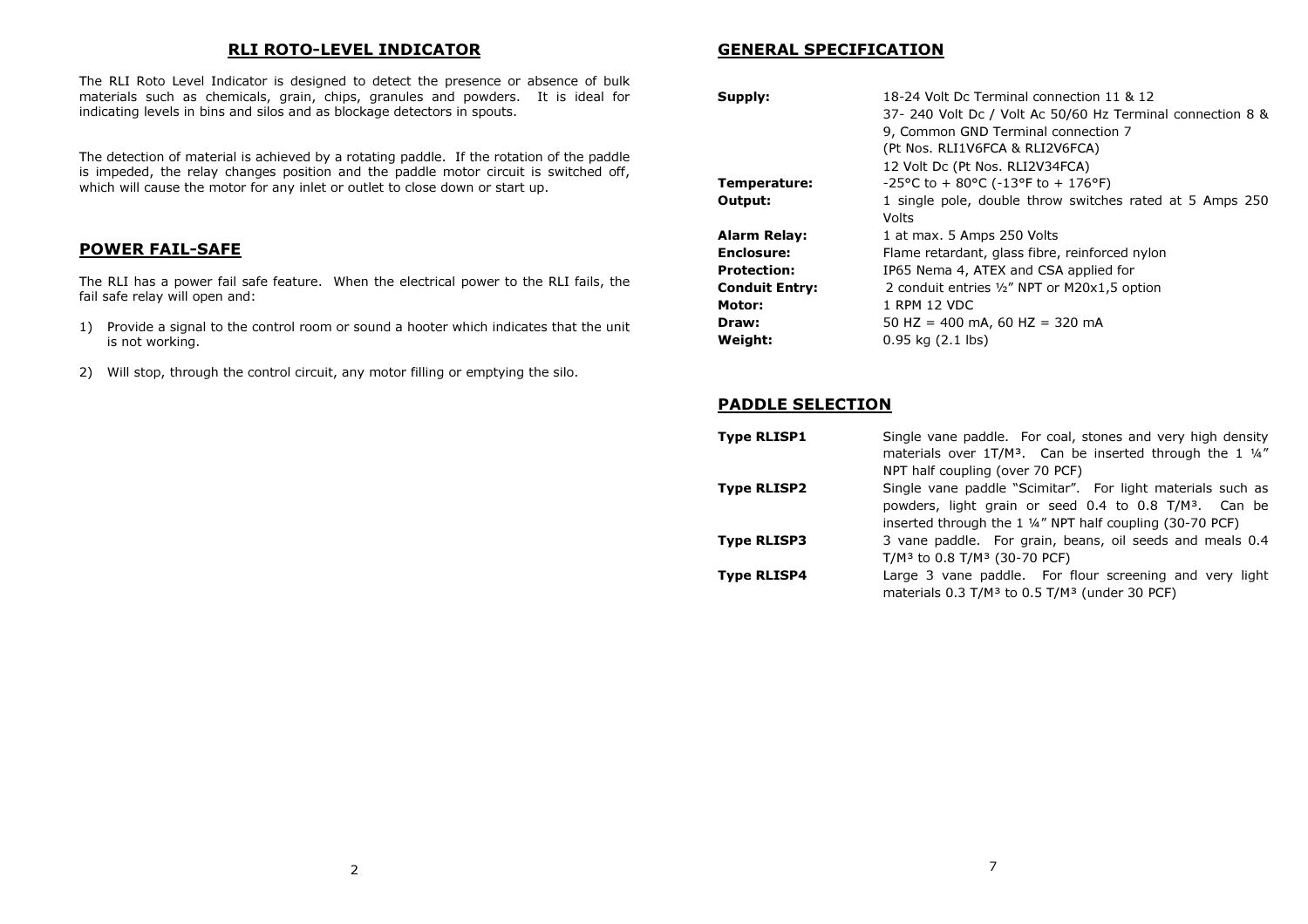## RLI ROTO-LEVEL INDICATOR

The RLI Roto Level Indicator is designed to detect the presence or absence of bulk materials such as chemicals, grain, chips, granules and powders. It is ideal for indicating levels in bins and silos and as blockage detectors in spouts.

The detection of material is achieved by a rotating paddle. If the rotation of the paddle is impeded, the relay changes position and the paddle motor circuit is switched off, which will cause the motor for any inlet or outlet to close down or start up.

## POWER FAIL-SAFE

The RLI has a power fail safe feature. When the electrical power to the RLI fails, the fail safe relay will open and:

1) Provide a signal to the control room or sound a hooter which indicates that the unit is not working.
2) Will stop, through the control circuit, any motor filling or emptying the silo.

## GENERAL SPECIFICATION

| | |
|---|---|
| **Supply:** | 18-24 Volt Dc Terminal connection 11 & 12<br>37- 240 Volt Dc / Volt Ac 50/60 Hz Terminal connection 8 & 9, Common GND Terminal connection 7<br>(Pt Nos. RLI1V6FCA & RLI2V6FCA)<br>12 Volt Dc (Pt Nos. RLI2V34FCA) |
| **Temperature:** | -25°C to + 80°C (-13°F to + 176°F) |
| **Output:** | 1 single pole, double throw switches rated at 5 Amps 250 Volts |
| **Alarm Relay:** | 1 at max. 5 Amps 250 Volts |
| **Enclosure:** | Flame retardant, glass fibre, reinforced nylon |
| **Protection:** | IP65 Nema 4, ATEX and CSA applied for |
| **Conduit Entry:** | 2 conduit entries ½" NPT or M20x1,5 option |
| **Motor:** | 1 RPM 12 VDC |
| **Draw:** | 50 HZ = 400 mA, 60 HZ = 320 mA |
| **Weight:** | 0.95 kg (2.1 lbs) |

## PADDLE SELECTION

| | |
|---|---|
| **Type RLISP1** | Single vane paddle. For coal, stones and very high density materials over 1T/M³. Can be inserted through the 1 ¼" NPT half coupling (over 70 PCF) |
| **Type RLISP2** | Single vane paddle "Scimitar". For light materials such as powders, light grain or seed 0.4 to 0.8 T/M³. Can be inserted through the 1 ¼" NPT half coupling (30-70 PCF) |
| **Type RLISP3** | 3 vane paddle. For grain, beans, oil seeds and meals 0.4 T/M³ to 0.8 T/M³ (30-70 PCF) |
| **Type RLISP4** | Large 3 vane paddle. For flour screening and very light materials 0.3 T/M³ to 0.5 T/M³ (under 30 PCF) |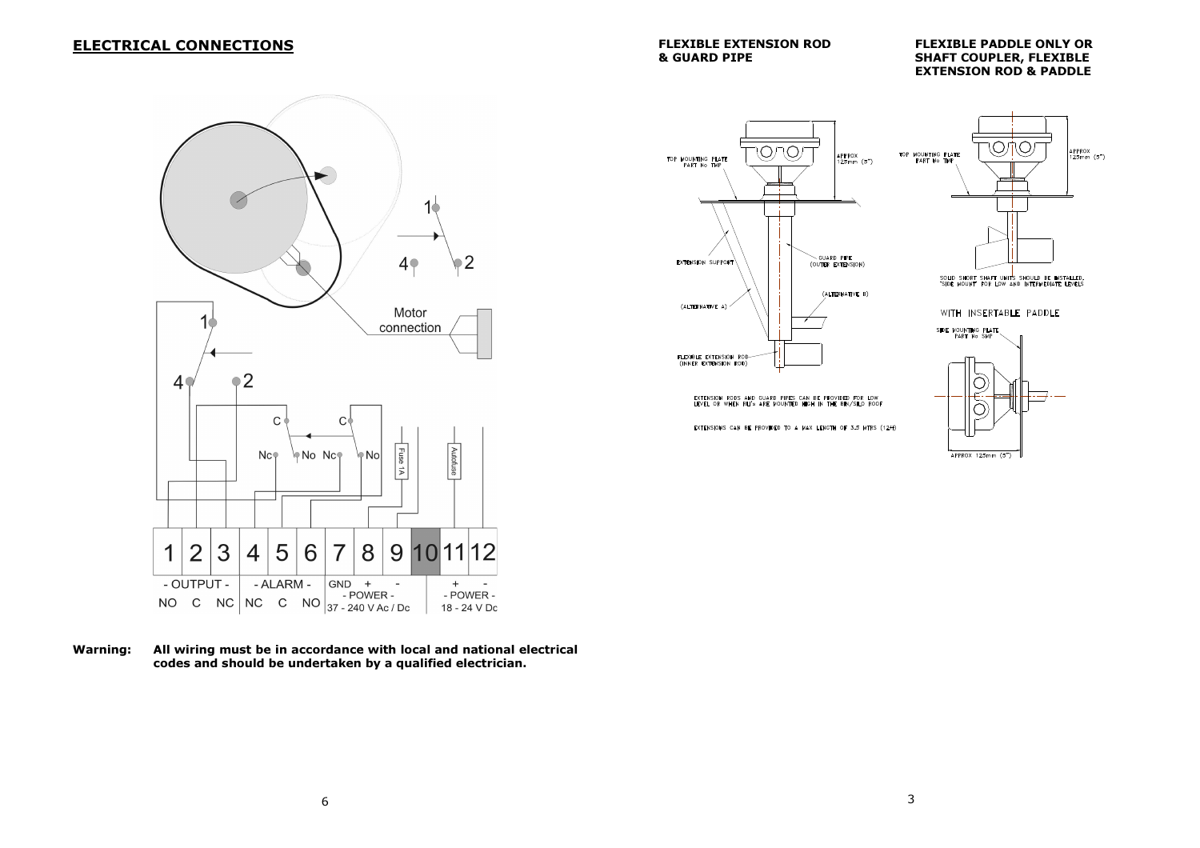## ELECTRICAL CONNECTIONS

| 1 | 2 | 3 | 4 | 5 | 6 | 7 | 8 | 9 | 10 | 11 | 12 |
|---|---|---|---|---|---|---|---|---|---|---|---|
| - OUTPUT - | | | - ALARM - | | | GND | + | - | | + | - |
| NO | C | NC | NC | C | NO | - POWER - 37 - 240 V Ac / Dc | | | | - POWER - 18 - 24 V Dc | |

**Warning: All wiring must be in accordance with local and national electrical codes and should be undertaken by a qualified electrician.**

**FLEXIBLE EXTENSION ROD & GUARD PIPE**

TOP MOUNTING PLATE PART No TMP

APPROX 125mm (5")

EXTENSION SUPPORT

GUARD PIPE (OUTER EXTENSION)

(ALTERNATIVE A)

(ALTERNATIVE B)

FLEXIBLE EXTENSION ROD (INNER EXTENSION ROD)

EXTENSION RODS AND GUARD PIPES CAN BE PROVIDED FOR LOW LEVEL OR WHEN RLI's ARE MOUNTED HIGH IN THE BIN/SILO ROOF

EXTENSIONS CAN BE PROVIDED TO A MAX LENGTH OF 3.5 MTRS (12ft)

**FLEXIBLE PADDLE ONLY OR SHAFT COUPLER, FLEXIBLE EXTENSION ROD & PADDLE**

TOP MOUNTING PLATE PART No TMP

APPROX 125mm (5")

SOLID SHORT SHAFT UNITS SHOULD BE INSTALLED, "SIDE MOUNT" FOR LOW AND INTERMEDIATE LEVELS

WITH INSERTABLE PADDLE

SIDE MOUNTING PLATE PART No SMP

APPROX 125mm (5")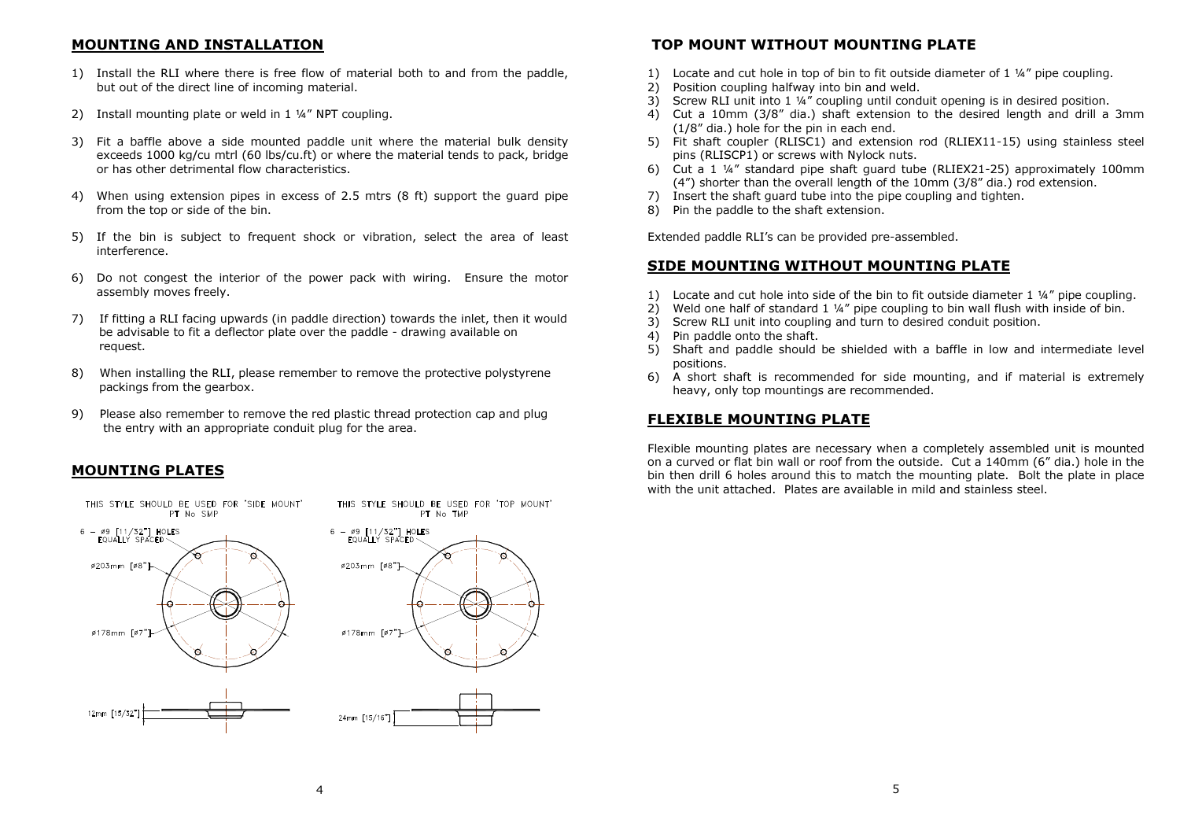## MOUNTING AND INSTALLATION

1) Install the RLI where there is free flow of material both to and from the paddle, but out of the direct line of incoming material.
2) Install mounting plate or weld in 1 ¼" NPT coupling.
3) Fit a baffle above a side mounted paddle unit where the material bulk density exceeds 1000 kg/cu mtrl (60 lbs/cu.ft) or where the material tends to pack, bridge or has other detrimental flow characteristics.
4) When using extension pipes in excess of 2.5 mtrs (8 ft) support the guard pipe from the top or side of the bin.
5) If the bin is subject to frequent shock or vibration, select the area of least interference.
6) Do not congest the interior of the power pack with wiring. Ensure the motor assembly moves freely.
7) If fitting a RLI facing upwards (in paddle direction) towards the inlet, then it would be advisable to fit a deflector plate over the paddle - drawing available on request.
8) When installing the RLI, please remember to remove the protective polystyrene packings from the gearbox.
9) Please also remember to remove the red plastic thread protection cap and plug the entry with an appropriate conduit plug for the area.

## MOUNTING PLATES

THIS STYLE SHOULD BE USED FOR 'SIDE MOUNT'
PT No SMP

6 – ø9 [11/32"] HOLES
EQUALLY SPACED

ø203mm [ø8"]

ø178mm [ø7"]

12mm [15/32"]

THIS STYLE SHOULD BE USED FOR 'TOP MOUNT'
PT No TMP

6 – ø9 [11/32"] HOLES
EQUALLY SPACED

ø203mm [ø8"]

ø178mm [ø7"]

24mm [15/16"]

## TOP MOUNT WITHOUT MOUNTING PLATE

1) Locate and cut hole in top of bin to fit outside diameter of 1 ¼" pipe coupling.
2) Position coupling halfway into bin and weld.
3) Screw RLI unit into 1 ¼" coupling until conduit opening is in desired position.
4) Cut a 10mm (3/8" dia.) shaft extension to the desired length and drill a 3mm (1/8" dia.) hole for the pin in each end.
5) Fit shaft coupler (RLISC1) and extension rod (RLIEX11-15) using stainless steel pins (RLISCP1) or screws with Nylock nuts.
6) Cut a 1 ¼" standard pipe shaft guard tube (RLIEX21-25) approximately 100mm (4") shorter than the overall length of the 10mm (3/8" dia.) rod extension.
7) Insert the shaft guard tube into the pipe coupling and tighten.
8) Pin the paddle to the shaft extension.

Extended paddle RLI's can be provided pre-assembled.

## SIDE MOUNTING WITHOUT MOUNTING PLATE

1) Locate and cut hole into side of the bin to fit outside diameter 1 ¼" pipe coupling.
2) Weld one half of standard 1 ¼" pipe coupling to bin wall flush with inside of bin.
3) Screw RLI unit into coupling and turn to desired conduit position.
4) Pin paddle onto the shaft.
5) Shaft and paddle should be shielded with a baffle in low and intermediate level positions.
6) A short shaft is recommended for side mounting, and if material is extremely heavy, only top mountings are recommended.

## FLEXIBLE MOUNTING PLATE

Flexible mounting plates are necessary when a completely assembled unit is mounted on a curved or flat bin wall or roof from the outside. Cut a 140mm (6" dia.) hole in the bin then drill 6 holes around this to match the mounting plate. Bolt the plate in place with the unit attached. Plates are available in mild and stainless steel.